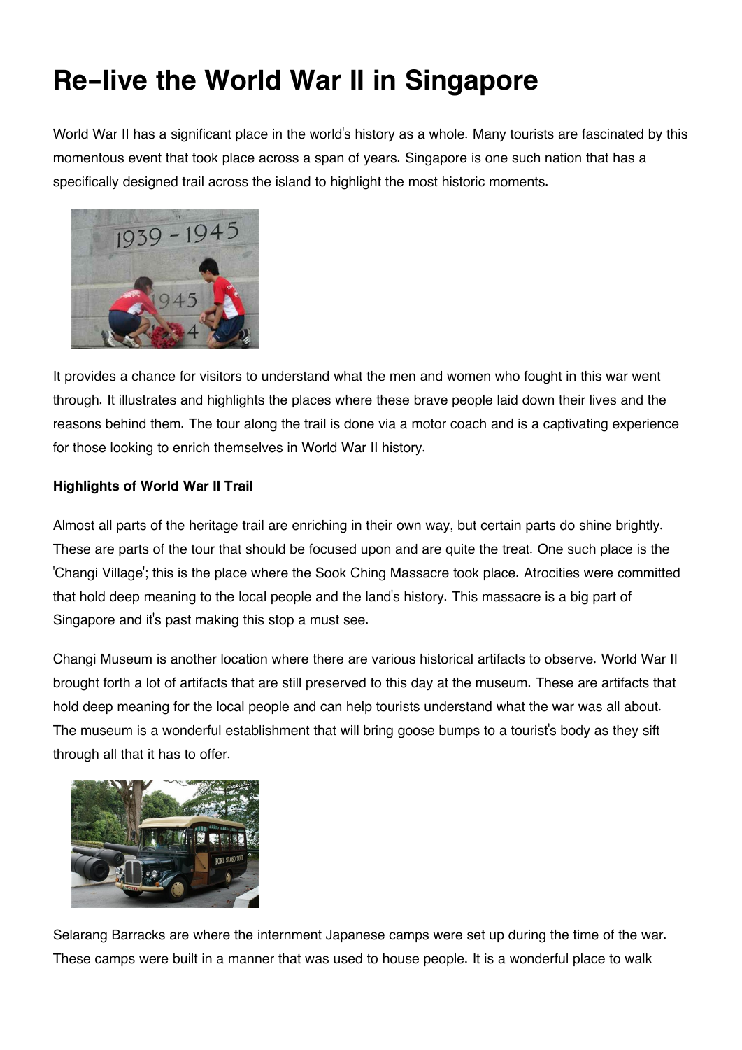# Re-live the World War II in Singapore

World War II has a significant place in the world's history as a whole. Many tourists are fascinated by this momentous event that took place across a span of years. Singapore is one such nation that has a specifically designed trail across the island to highlight the most historic moments.

It provides a chance for visitors to understand what the men and women who fought in this war went through. It illustrates and highlights the places where these brave people laid down their lives and the reasons behind them. The tour along the trail is done via a motor coach and is a captivating experience for those looking to enrich themselves in World War II history.

**Highlights of World War II Trail**

Almost all parts of the heritage trail are enriching in their own way, but certain parts do shine brightly. These are parts of the tour that should be focused upon and are quite the treat. One such place is the 'Changi Village'; this is the place where the Sook Ching Massacre took place. Atrocities were committed that hold deep meaning to the local people and the land's history. This massacre is a big part of Singapore and it's past making this stop a must see.

Changi Museum is another location where there are various historical artifacts to observe. World War II brought forth a lot of artifacts that are still preserved to this day at the museum. These are artifacts that hold deep meaning for the local people and can help tourists understand what the war was all about. The museum is a wonderful establishment that will bring goose bumps to a tourist's body as they sift through all that it has to offer.

Selarang Barracks are where the internment Japanese camps were set up during the time of the war. These camps were built in a manner that was used to house people. It is a wonderful place to walk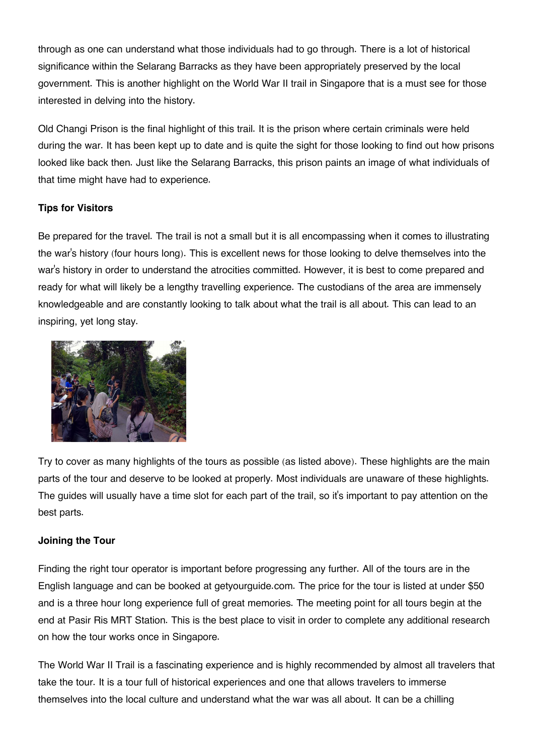through as one can understand what those individuals had to go through. There is a lot of historical significance within the Selarang Barracks as they have been appropriately preserved by the local government. This is another highlight on the World War II trail in Singapore that is a must see for those interested in delving into the history.

Old Changi Prison is the final highlight of this trail. It is the prison where certain criminals were held during the war. It has been kept up to date and is quite the sight for those looking to find out how prisons looked like back then. Just like the Selarang Barracks, this prison paints an image of what individuals of that time might have had to experience.

**Tips for Visitors**

Be prepared for the travel. The trail is not a small but it is all encompassing when it comes to illustrating the war's history (four hours long). This is excellent news for those looking to delve themselves into the war's history in order to understand the atrocities committed. However, it is best to come prepared and ready for what will likely be a lengthy travelling experience. The custodians of the area are immensely knowledgeable and are constantly looking to talk about what the trail is all about. This can lead to an inspiring, yet long stay.

Try to cover as many highlights of the tours as possible (as listed above). These highlights are the main parts of the tour and deserve to be looked at properly. Most individuals are unaware of these highlights. The guides will usually have a time slot for each part of the trail, so it's important to pay attention on the best parts.

**Joining the Tour**

Finding the right tour operator is important before progressing any further. All of the tours are in the English language and can be booked at getyourguide.com. The price for the tour is listed at under $50 and is a three hour long experience full of great memories. The meeting point for all tours begin at the end at Pasir Ris MRT Station. This is the best place to visit in order to complete any additional research on how the tour works once in Singapore.

The World War II Trail is a fascinating experience and is highly recommended by almost all travelers that take the tour. It is a tour full of historical experiences and one that allows travelers to immerse themselves into the local culture and understand what the war was all about. It can be a chilling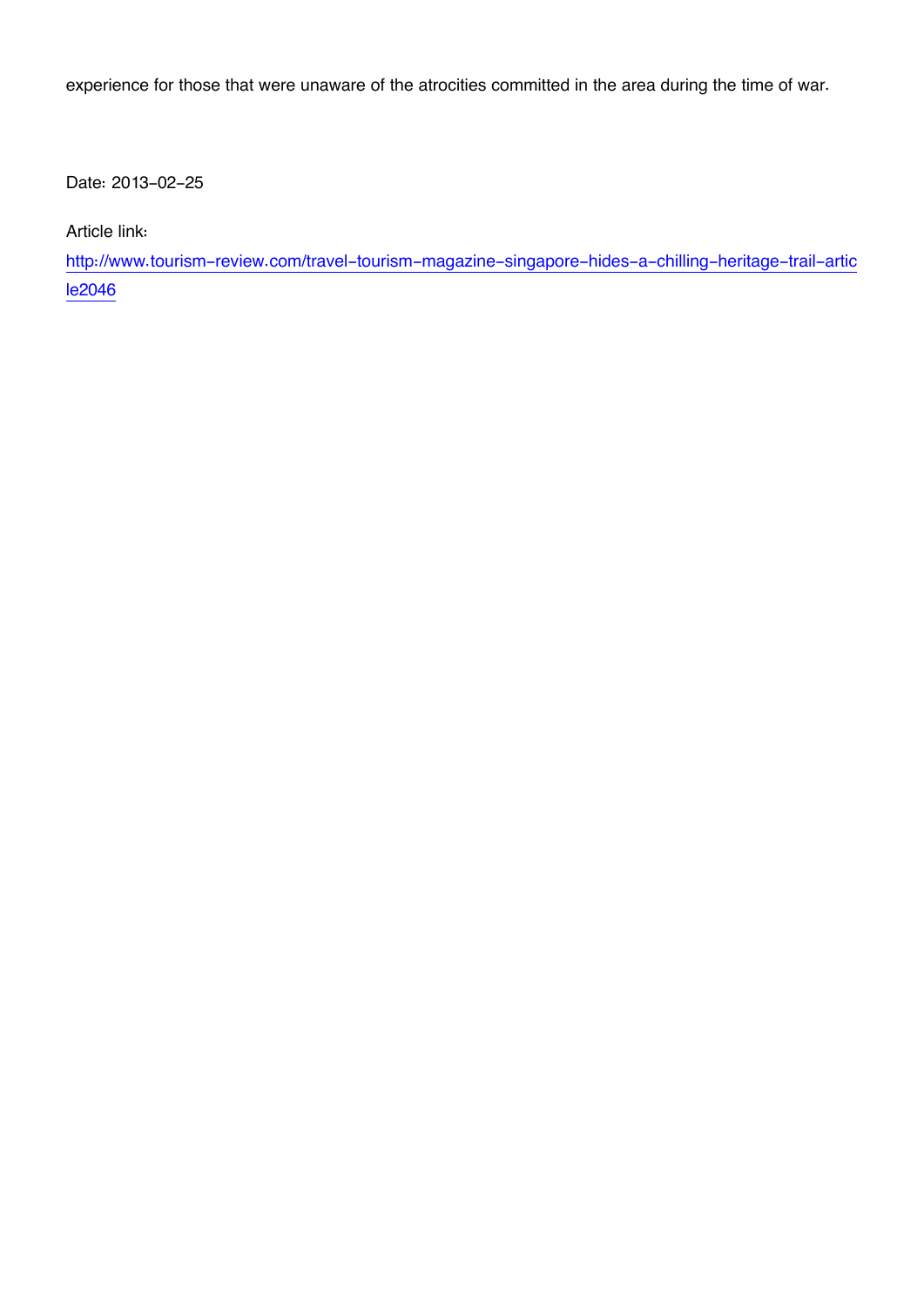experience for those that were unaware of the atrocities committed in the area during the time of war.

Date: 2013-02-25

Article link:

[http://www.tourism-review.com/travel-tourism-magazine-singapore-hides-a-chilling-heritage-trail-article2046](http://www.tourism-review.com/travel-tourism-magazine-singapore-hides-a-chilling-heritage-trail-article2046)